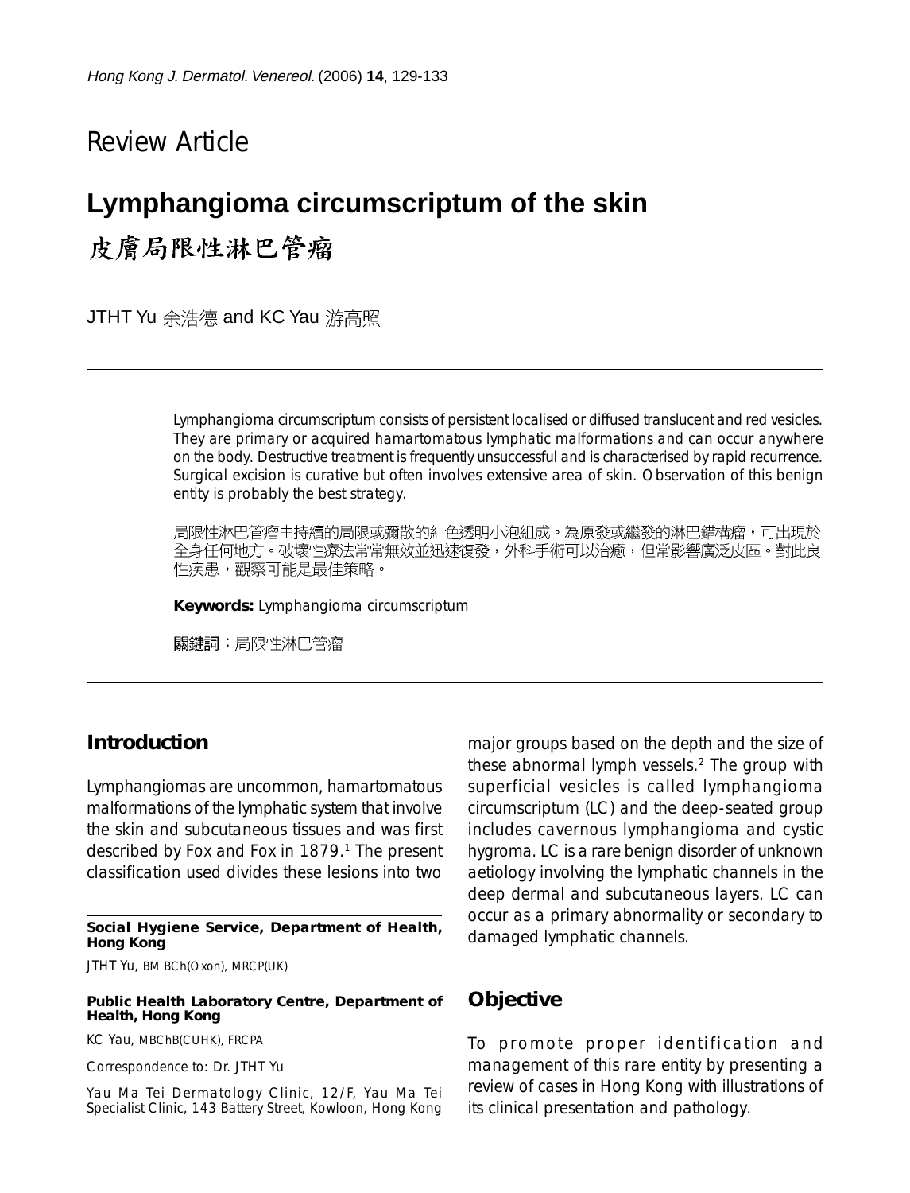Review Article

# Lymphangioma circumscriptum of the skin

# 皮膚局限性淋巴管瘤

JTHT Yu 余浩德 and KC Yau 游高照

Lymphangioma circumscriptum consists of persistent localised or diffused translucent and red vesicles. They are primary or acquired hamartomatous lymphatic malformations and can occur anywhere on the body. Destructive treatment is frequently unsuccessful and is characterised by rapid recurrence. Surgical excision is curative but often involves extensive area of skin. Observation of this benign entity is probably the best strategy.

局限性淋巴管瘤由持續的局限或彌散的紅色透明小泡組成。為原發或繼發的淋巴錯構瘤，可出現於全身任何地方。破壞性療法常常無效並迅速復發，外科手術可以治癒，但常影響廣泛皮區。對此良性疾患，觀察可能是最佳策略。

**Keywords:** Lymphangioma circumscriptum

**關鍵詞**：局限性淋巴管瘤

## Introduction

Lymphangiomas are uncommon, hamartomatous malformations of the lymphatic system that involve the skin and subcutaneous tissues and was first described by Fox and Fox in 1879.[1] The present classification used divides these lesions into two major groups based on the depth and the size of these abnormal lymph vessels.[2] The group with superficial vesicles is called lymphangioma circumscriptum (LC) and the deep-seated group includes cavernous lymphangioma and cystic hygroma. LC is a rare benign disorder of unknown aetiology involving the lymphatic channels in the deep dermal and subcutaneous layers. LC can occur as a primary abnormality or secondary to damaged lymphatic channels.

## Objective

To promote proper identification and management of this rare entity by presenting a review of cases in Hong Kong with illustrations of its clinical presentation and pathology.

---

**Social Hygiene Service, Department of Health, Hong Kong**

JTHT Yu, BM BCh(Oxon), MRCP(UK)

**Public Health Laboratory Centre, Department of Health, Hong Kong**

KC Yau, MBChB(CUHK), FRCPA

Correspondence to: Dr. JTHT Yu

Yau Ma Tei Dermatology Clinic, 12/F, Yau Ma Tei Specialist Clinic, 143 Battery Street, Kowloon, Hong Kong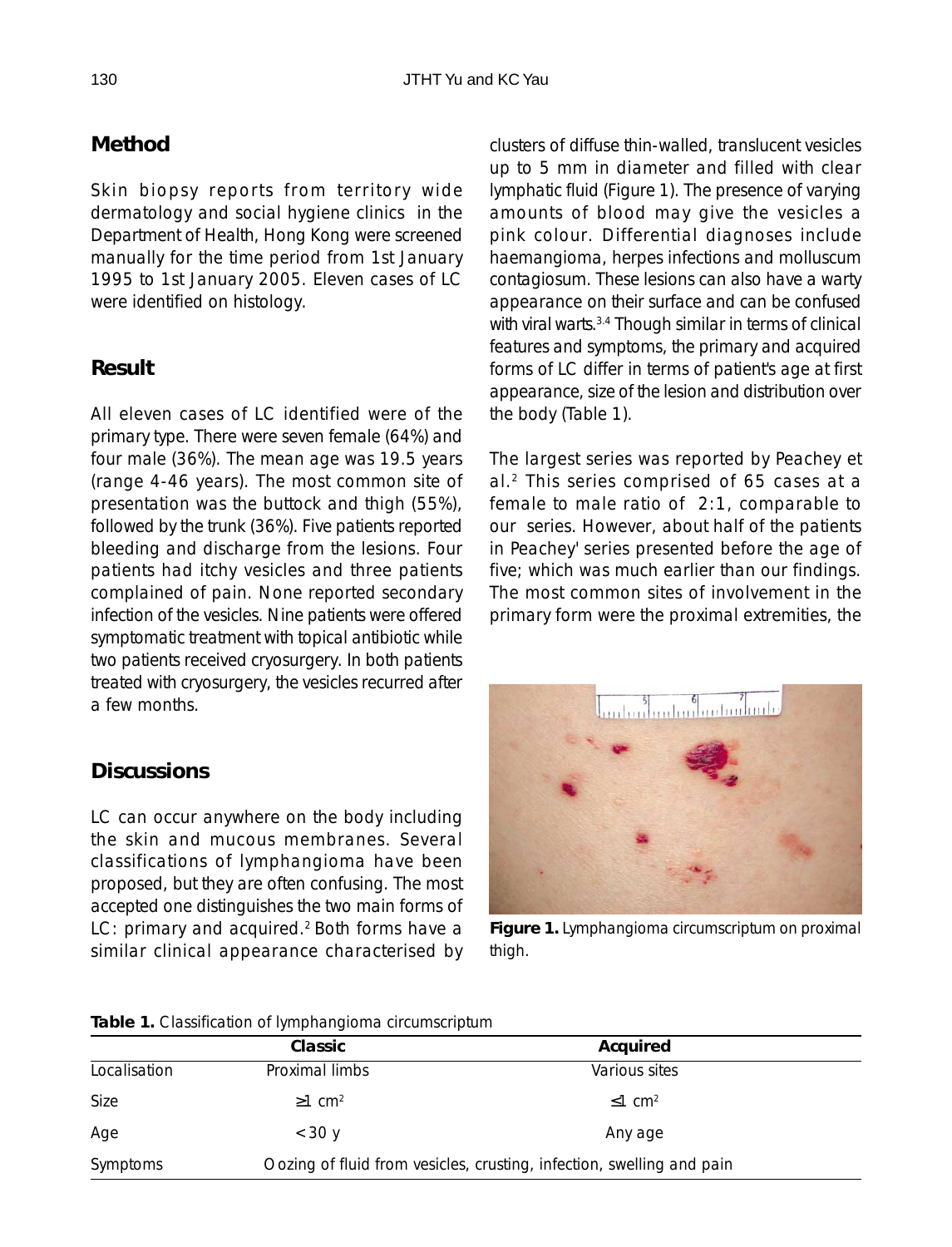## Method

Skin biopsy reports from territory wide dermatology and social hygiene clinics in the Department of Health, Hong Kong were screened manually for the time period from 1st January 1995 to 1st January 2005. Eleven cases of LC were identified on histology.

## Result

All eleven cases of LC identified were of the primary type. There were seven female (64%) and four male (36%). The mean age was 19.5 years (range 4-46 years). The most common site of presentation was the buttock and thigh (55%), followed by the trunk (36%). Five patients reported bleeding and discharge from the lesions. Four patients had itchy vesicles and three patients complained of pain. None reported secondary infection of the vesicles. Nine patients were offered symptomatic treatment with topical antibiotic while two patients received cryosurgery. In both patients treated with cryosurgery, the vesicles recurred after a few months.

## Discussions

LC can occur anywhere on the body including the skin and mucous membranes. Several classifications of lymphangioma have been proposed, but they are often confusing. The most accepted one distinguishes the two main forms of LC: primary and acquired.[2] Both forms have a similar clinical appearance characterised by clusters of diffuse thin-walled, translucent vesicles up to 5 mm in diameter and filled with clear lymphatic fluid (Figure 1). The presence of varying amounts of blood may give the vesicles a pink colour. Differential diagnoses include haemangioma, herpes infections and molluscum contagiosum. These lesions can also have a warty appearance on their surface and can be confused with viral warts.[3,4] Though similar in terms of clinical features and symptoms, the primary and acquired forms of LC differ in terms of patient's age at first appearance, size of the lesion and distribution over the body (Table 1).

The largest series was reported by Peachey et al.[2] This series comprised of 65 cases at a female to male ratio of 2:1, comparable to our series. However, about half of the patients in Peachey' series presented before the age of five; which was much earlier than our findings. The most common sites of involvement in the primary form were the proximal extremities, the

**Figure 1.** Lymphangioma circumscriptum on proximal thigh.

**Table 1.** Classification of lymphangioma circumscriptum

| | Classic | Acquired |
|---|---|---|
| Localisation | Proximal limbs | Various sites |
| Size | $\geq 1$ cm$^2$ | $\leq 1$ cm$^2$ |
| Age | < 30 y | Any age |
| Symptoms | Oozing of fluid from vesicles, crusting, infection, swelling and pain | |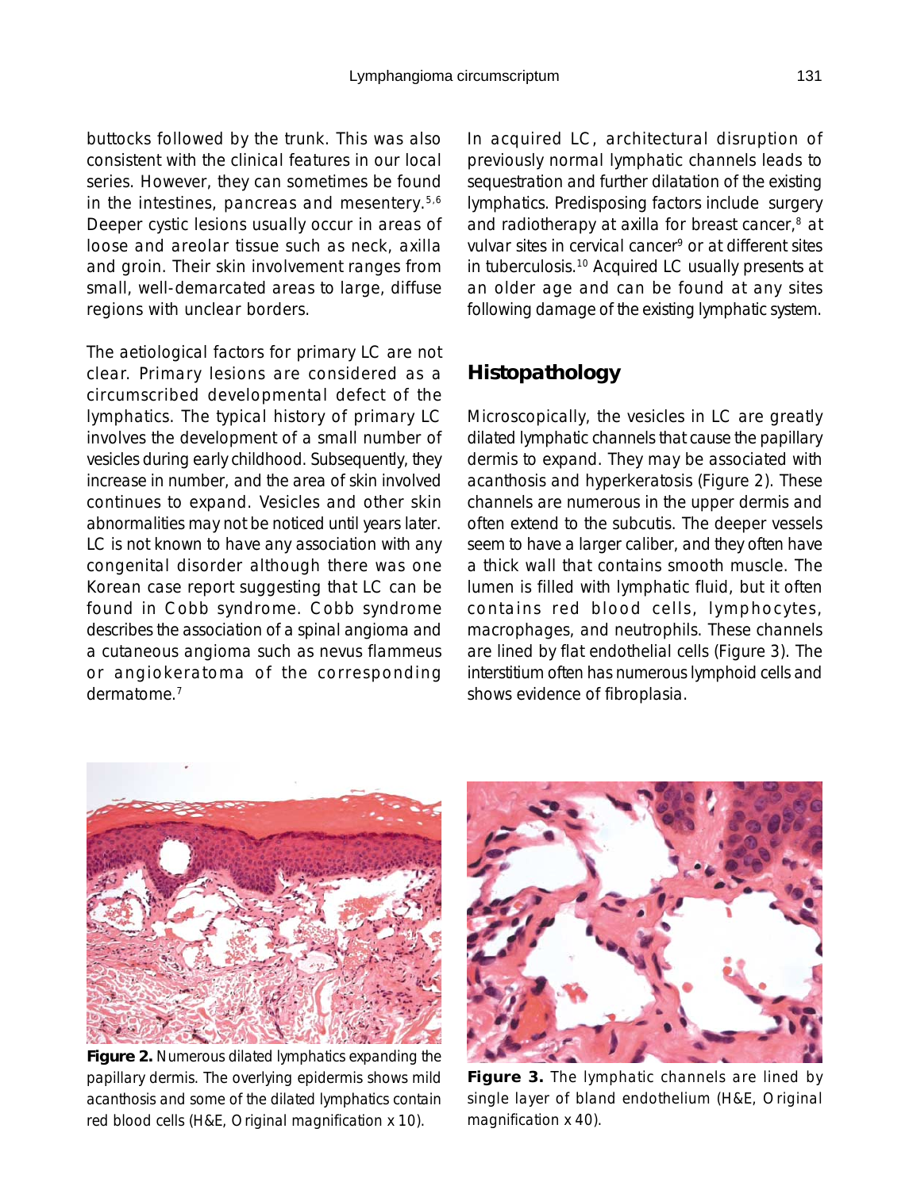buttocks followed by the trunk. This was also consistent with the clinical features in our local series. However, they can sometimes be found in the intestines, pancreas and mesentery.[5,6] Deeper cystic lesions usually occur in areas of loose and areolar tissue such as neck, axilla and groin. Their skin involvement ranges from small, well-demarcated areas to large, diffuse regions with unclear borders.

The aetiological factors for primary LC are not clear. Primary lesions are considered as a circumscribed developmental defect of the lymphatics. The typical history of primary LC involves the development of a small number of vesicles during early childhood. Subsequently, they increase in number, and the area of skin involved continues to expand. Vesicles and other skin abnormalities may not be noticed until years later. LC is not known to have any association with any congenital disorder although there was one Korean case report suggesting that LC can be found in Cobb syndrome. Cobb syndrome describes the association of a spinal angioma and a cutaneous angioma such as nevus flammeus or angiokeratoma of the corresponding dermatome.[7]

In acquired LC, architectural disruption of previously normal lymphatic channels leads to sequestration and further dilatation of the existing lymphatics. Predisposing factors include surgery and radiotherapy at axilla for breast cancer,[8] at vulvar sites in cervical cancer[9] or at different sites in tuberculosis.[10] Acquired LC usually presents at an older age and can be found at any sites following damage of the existing lymphatic system.

## Histopathology

Microscopically, the vesicles in LC are greatly dilated lymphatic channels that cause the papillary dermis to expand. They may be associated with acanthosis and hyperkeratosis (Figure 2). These channels are numerous in the upper dermis and often extend to the subcutis. The deeper vessels seem to have a larger caliber, and they often have a thick wall that contains smooth muscle. The lumen is filled with lymphatic fluid, but it often contains red blood cells, lymphocytes, macrophages, and neutrophils. These channels are lined by flat endothelial cells (Figure 3). The interstitium often has numerous lymphoid cells and shows evidence of fibroplasia.

**Figure 2.** Numerous dilated lymphatics expanding the papillary dermis. The overlying epidermis shows mild acanthosis and some of the dilated lymphatics contain red blood cells (H&E, Original magnification x 10).

**Figure 3.** The lymphatic channels are lined by single layer of bland endothelium (H&E, Original magnification x 40).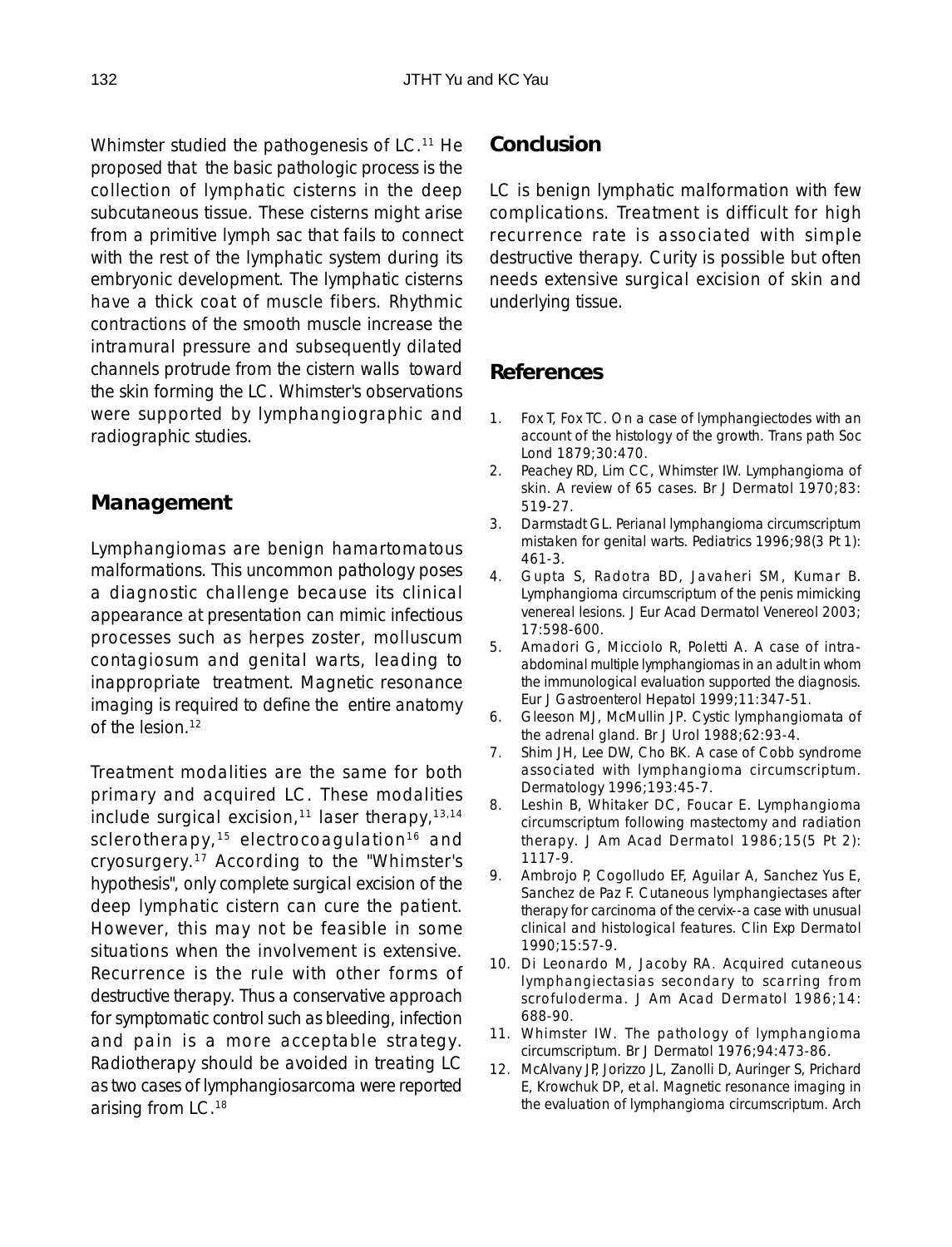Whimster studied the pathogenesis of LC.[11] He proposed that the basic pathologic process is the collection of lymphatic cisterns in the deep subcutaneous tissue. These cisterns might arise from a primitive lymph sac that fails to connect with the rest of the lymphatic system during its embryonic development. The lymphatic cisterns have a thick coat of muscle fibers. Rhythmic contractions of the smooth muscle increase the intramural pressure and subsequently dilated channels protrude from the cistern walls toward the skin forming the LC. Whimster's observations were supported by lymphangiographic and radiographic studies.

## Management

Lymphangiomas are benign hamartomatous malformations. This uncommon pathology poses a diagnostic challenge because its clinical appearance at presentation can mimic infectious processes such as herpes zoster, molluscum contagiosum and genital warts, leading to inappropriate treatment. Magnetic resonance imaging is required to define the entire anatomy of the lesion.[12]

Treatment modalities are the same for both primary and acquired LC. These modalities include surgical excision,[11] laser therapy,[13,14] sclerotherapy,[15] electrocoagulation[16] and cryosurgery.[17] According to the "Whimster's hypothesis", only complete surgical excision of the deep lymphatic cistern can cure the patient. However, this may not be feasible in some situations when the involvement is extensive. Recurrence is the rule with other forms of destructive therapy. Thus a conservative approach for symptomatic control such as bleeding, infection and pain is a more acceptable strategy. Radiotherapy should be avoided in treating LC as two cases of lymphangiosarcoma were reported arising from LC.[18]

## Conclusion

LC is benign lymphatic malformation with few complications. Treatment is difficult for high recurrence rate is associated with simple destructive therapy. Curity is possible but often needs extensive surgical excision of skin and underlying tissue.

## References

1. Fox T, Fox TC. On a case of lymphangiectodes with an account of the histology of the growth. Trans path Soc Lond 1879;30:470.
2. Peachey RD, Lim CC, Whimster IW. Lymphangioma of skin. A review of 65 cases. Br J Dermatol 1970;83: 519-27.
3. Darmstadt GL. Perianal lymphangioma circumscriptum mistaken for genital warts. Pediatrics 1996;98(3 Pt 1): 461-3.
4. Gupta S, Radotra BD, Javaheri SM, Kumar B. Lymphangioma circumscriptum of the penis mimicking venereal lesions. J Eur Acad Dermatol Venereol 2003; 17:598-600.
5. Amadori G, Micciolo R, Poletti A. A case of intra-abdominal multiple lymphangiomas in an adult in whom the immunological evaluation supported the diagnosis. Eur J Gastroenterol Hepatol 1999;11:347-51.
6. Gleeson MJ, McMullin JP. Cystic lymphangiomata of the adrenal gland. Br J Urol 1988;62:93-4.
7. Shim JH, Lee DW, Cho BK. A case of Cobb syndrome associated with lymphangioma circumscriptum. Dermatology 1996;193:45-7.
8. Leshin B, Whitaker DC, Foucar E. Lymphangioma circumscriptum following mastectomy and radiation therapy. J Am Acad Dermatol 1986;15(5 Pt 2): 1117-9.
9. Ambrojo P, Cogolludo EF, Aguilar A, Sanchez Yus E, Sanchez de Paz F. Cutaneous lymphangiectases after therapy for carcinoma of the cervix--a case with unusual clinical and histological features. Clin Exp Dermatol 1990;15:57-9.
10. Di Leonardo M, Jacoby RA. Acquired cutaneous lymphangiectasias secondary to scarring from scrofuloderma. J Am Acad Dermatol 1986;14: 688-90.
11. Whimster IW. The pathology of lymphangioma circumscriptum. Br J Dermatol 1976;94:473-86.
12. McAlvany JP, Jorizzo JL, Zanolli D, Auringer S, Prichard E, Krowchuk DP, et al. Magnetic resonance imaging in the evaluation of lymphangioma circumscriptum. Arch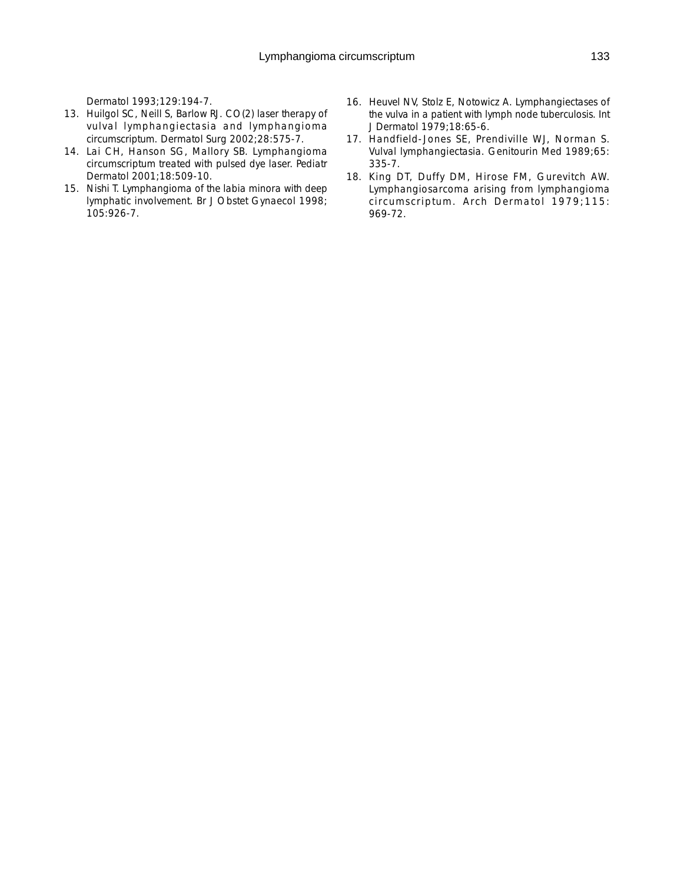Dermatol 1993;129:194-7.

13. Huilgol SC, Neill S, Barlow RJ. CO(2) laser therapy of vulval lymphangiectasia and lymphangioma circumscriptum. Dermatol Surg 2002;28:575-7.
14. Lai CH, Hanson SG, Mallory SB. Lymphangioma circumscriptum treated with pulsed dye laser. Pediatr Dermatol 2001;18:509-10.
15. Nishi T. Lymphangioma of the labia minora with deep lymphatic involvement. Br J Obstet Gynaecol 1998; 105:926-7.
16. Heuvel NV, Stolz E, Notowicz A. Lymphangiectases of the vulva in a patient with lymph node tuberculosis. Int J Dermatol 1979;18:65-6.
17. Handfield-Jones SE, Prendiville WJ, Norman S. Vulval lymphangiectasia. Genitourin Med 1989;65: 335-7.
18. King DT, Duffy DM, Hirose FM, Gurevitch AW. Lymphangiosarcoma arising from lymphangioma circumscriptum. Arch Dermatol 1979;115: 969-72.